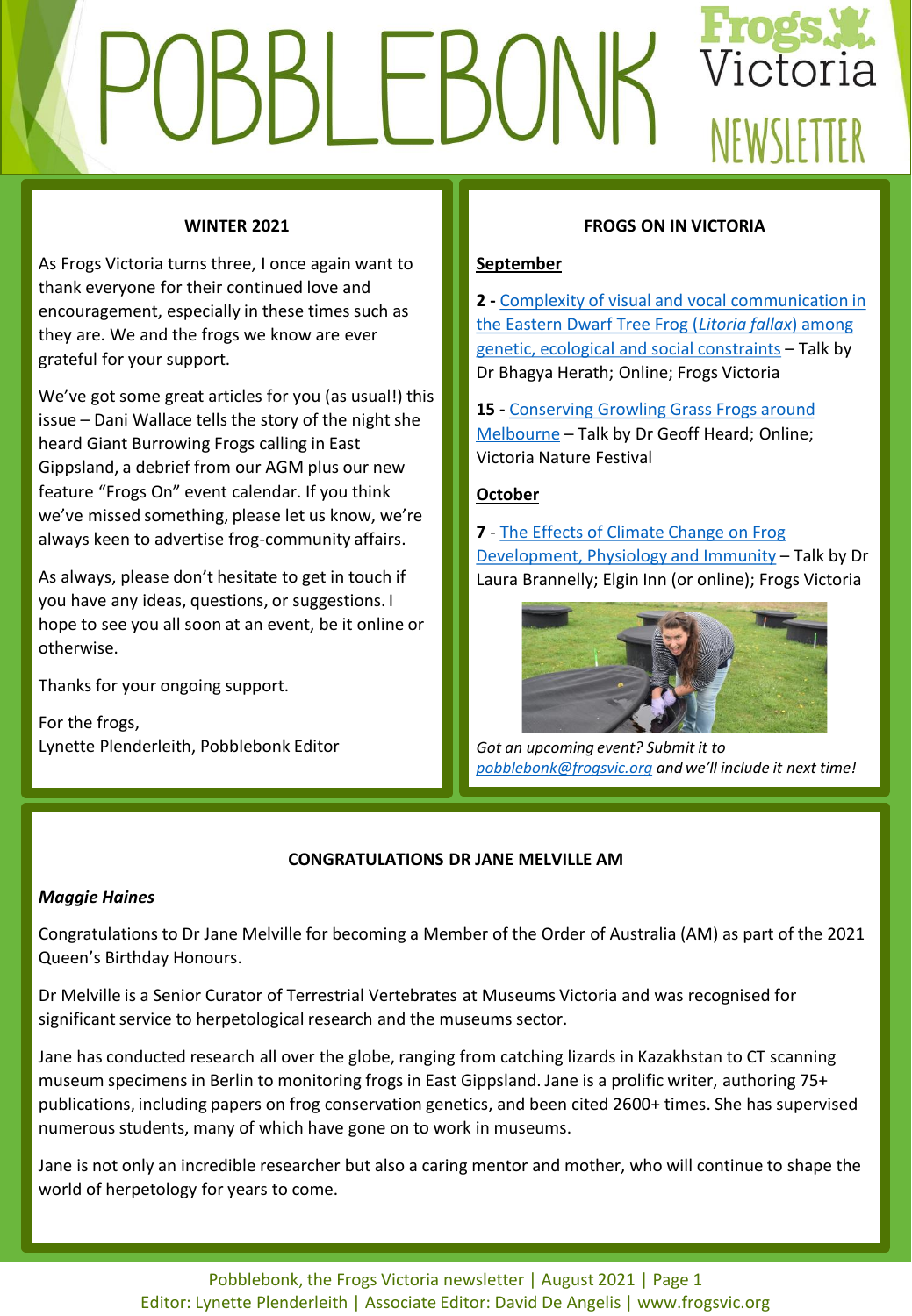# POBBLEBONK

Frogs Victoria NEWSLETTER

## WINTER 2021

As Frogs Victoria turns three, I once again want to thank everyone for their continued love and encouragement, especially in these times such as they are. We and the frogs we know are ever grateful for your support.

We've got some great articles for you (as usual!) this issue – Dani Wallace tells the story of the night she heard Giant Burrowing Frogs calling in East Gippsland, a debrief from our AGM plus our new feature "Frogs On" event calendar. If you think we've missed something, please let us know, we're always keen to advertise frog-community affairs.

As always, please don't hesitate to get in touch if you have any ideas, questions, or suggestions. I hope to see you all soon at an event, be it online or otherwise.

Thanks for your ongoing support.

For the frogs,
Lynette Plenderleith, Pobblebonk Editor

## FROGS ON IN VICTORIA

**September**

**2 -** Complexity of visual and vocal communication in the Eastern Dwarf Tree Frog (*Litoria fallax*) among genetic, ecological and social constraints – Talk by Dr Bhagya Herath; Online; Frogs Victoria

**15 -** Conserving Growling Grass Frogs around Melbourne – Talk by Dr Geoff Heard; Online; Victoria Nature Festival

**October**

**7** - The Effects of Climate Change on Frog Development, Physiology and Immunity – Talk by Dr Laura Brannelly; Elgin Inn (or online); Frogs Victoria

*Got an upcoming event? Submit it to pobblebonk@frogsvic.org and we'll include it next time!*

## CONGRATULATIONS DR JANE MELVILLE AM

***Maggie Haines***

Congratulations to Dr Jane Melville for becoming a Member of the Order of Australia (AM) as part of the 2021 Queen's Birthday Honours.

Dr Melville is a Senior Curator of Terrestrial Vertebrates at Museums Victoria and was recognised for significant service to herpetological research and the museums sector.

Jane has conducted research all over the globe, ranging from catching lizards in Kazakhstan to CT scanning museum specimens in Berlin to monitoring frogs in East Gippsland. Jane is a prolific writer, authoring 75+ publications, including papers on frog conservation genetics, and been cited 2600+ times. She has supervised numerous students, many of which have gone on to work in museums.

Jane is not only an incredible researcher but also a caring mentor and mother, who will continue to shape the world of herpetology for years to come.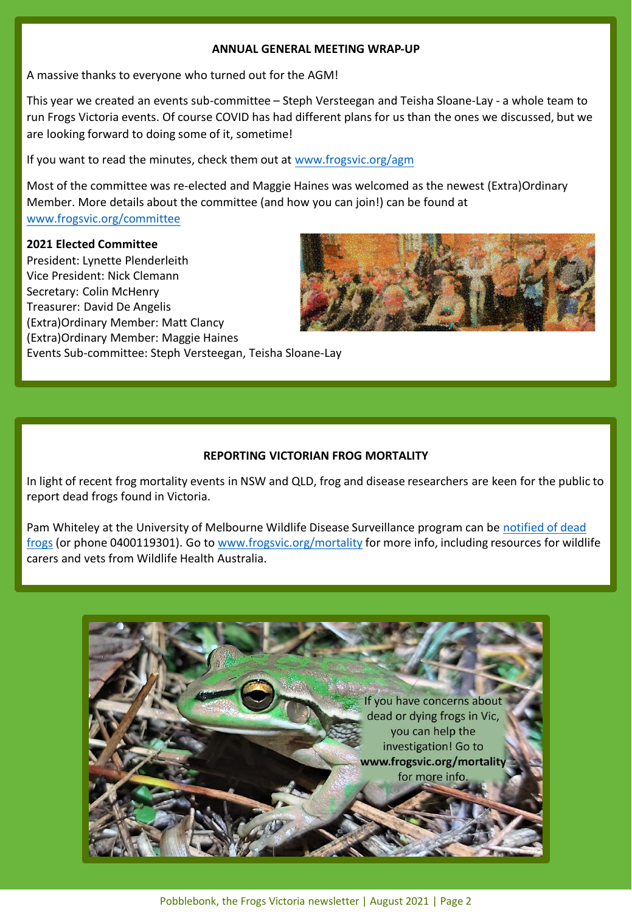## ANNUAL GENERAL MEETING WRAP-UP

A massive thanks to everyone who turned out for the AGM!

This year we created an events sub-committee – Steph Versteegan and Teisha Sloane-Lay - a whole team to run Frogs Victoria events. Of course COVID has had different plans for us than the ones we discussed, but we are looking forward to doing some of it, sometime!

If you want to read the minutes, check them out at www.frogsvic.org/agm

Most of the committee was re-elected and Maggie Haines was welcomed as the newest (Extra)Ordinary Member. More details about the committee (and how you can join!) can be found at www.frogsvic.org/committee

**2021 Elected Committee**
President: Lynette Plenderleith
Vice President: Nick Clemann
Secretary: Colin McHenry
Treasurer: David De Angelis
(Extra)Ordinary Member: Matt Clancy
(Extra)Ordinary Member: Maggie Haines
Events Sub-committee: Steph Versteegan, Teisha Sloane-Lay

## REPORTING VICTORIAN FROG MORTALITY

In light of recent frog mortality events in NSW and QLD, frog and disease researchers are keen for the public to report dead frogs found in Victoria.

Pam Whiteley at the University of Melbourne Wildlife Disease Surveillance program can be notified of dead frogs (or phone 0400119301). Go to www.frogsvic.org/mortality for more info, including resources for wildlife carers and vets from Wildlife Health Australia.

If you have concerns about dead or dying frogs in Vic, you can help the investigation! Go to **www.frogsvic.org/mortality** for more info.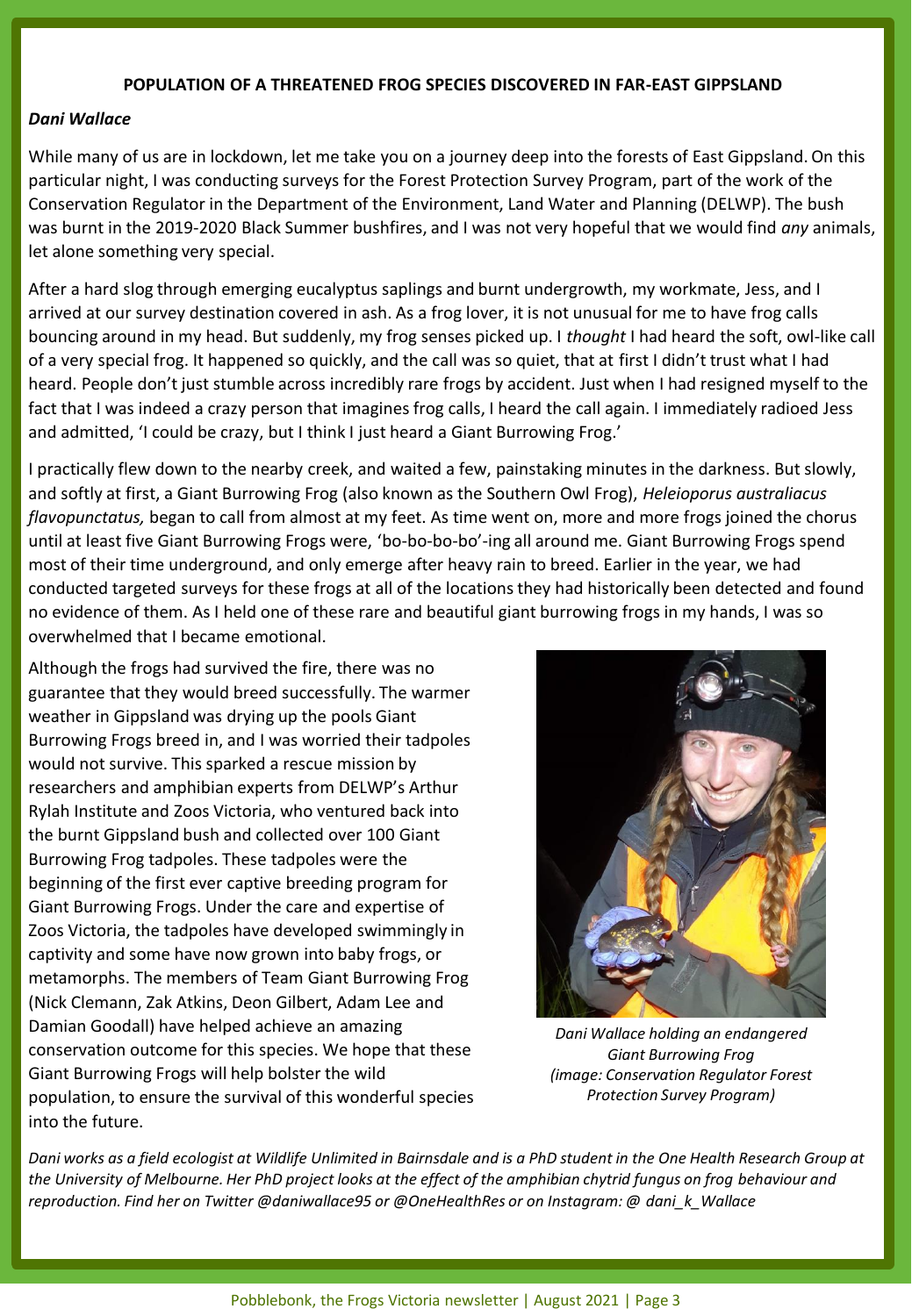## POPULATION OF A THREATENED FROG SPECIES DISCOVERED IN FAR-EAST GIPPSLAND

***Dani Wallace***

While many of us are in lockdown, let me take you on a journey deep into the forests of East Gippsland. On this particular night, I was conducting surveys for the Forest Protection Survey Program, part of the work of the Conservation Regulator in the Department of the Environment, Land Water and Planning (DELWP). The bush was burnt in the 2019-2020 Black Summer bushfires, and I was not very hopeful that we would find *any* animals, let alone something very special.

After a hard slog through emerging eucalyptus saplings and burnt undergrowth, my workmate, Jess, and I arrived at our survey destination covered in ash. As a frog lover, it is not unusual for me to have frog calls bouncing around in my head. But suddenly, my frog senses picked up. I *thought* I had heard the soft, owl-like call of a very special frog. It happened so quickly, and the call was so quiet, that at first I didn't trust what I had heard. People don't just stumble across incredibly rare frogs by accident. Just when I had resigned myself to the fact that I was indeed a crazy person that imagines frog calls, I heard the call again. I immediately radioed Jess and admitted, 'I could be crazy, but I think I just heard a Giant Burrowing Frog.'

I practically flew down to the nearby creek, and waited a few, painstaking minutes in the darkness. But slowly, and softly at first, a Giant Burrowing Frog (also known as the Southern Owl Frog), *Heleioporus australiacus flavopunctatus,* began to call from almost at my feet. As time went on, more and more frogs joined the chorus until at least five Giant Burrowing Frogs were, 'bo-bo-bo-bo'-ing all around me. Giant Burrowing Frogs spend most of their time underground, and only emerge after heavy rain to breed. Earlier in the year, we had conducted targeted surveys for these frogs at all of the locations they had historically been detected and found no evidence of them. As I held one of these rare and beautiful giant burrowing frogs in my hands, I was so overwhelmed that I became emotional.

Although the frogs had survived the fire, there was no guarantee that they would breed successfully. The warmer weather in Gippsland was drying up the pools Giant Burrowing Frogs breed in, and I was worried their tadpoles would not survive. This sparked a rescue mission by researchers and amphibian experts from DELWP's Arthur Rylah Institute and Zoos Victoria, who ventured back into the burnt Gippsland bush and collected over 100 Giant Burrowing Frog tadpoles. These tadpoles were the beginning of the first ever captive breeding program for Giant Burrowing Frogs. Under the care and expertise of Zoos Victoria, the tadpoles have developed swimmingly in captivity and some have now grown into baby frogs, or metamorphs. The members of Team Giant Burrowing Frog (Nick Clemann, Zak Atkins, Deon Gilbert, Adam Lee and Damian Goodall) have helped achieve an amazing conservation outcome for this species. We hope that these Giant Burrowing Frogs will help bolster the wild population, to ensure the survival of this wonderful species into the future.

*Dani Wallace holding an endangered Giant Burrowing Frog (image: Conservation Regulator Forest Protection Survey Program)*

*Dani works as a field ecologist at Wildlife Unlimited in Bairnsdale and is a PhD student in the One Health Research Group at the University of Melbourne. Her PhD project looks at the effect of the amphibian chytrid fungus on frog behaviour and reproduction. Find her on Twitter @daniwallace95 or @OneHealthRes or on Instagram: @ dani_k_Wallace*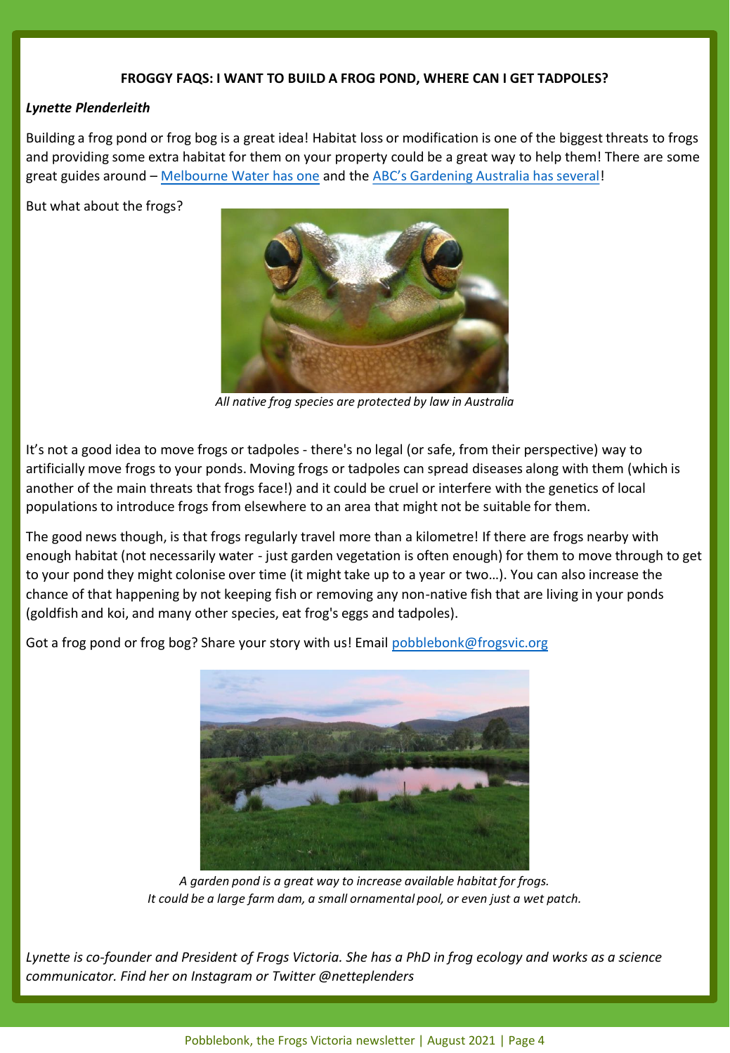**FROGGY FAQS: I WANT TO BUILD A FROG POND, WHERE CAN I GET TADPOLES?**

***Lynette Plenderleith***

Building a frog pond or frog bog is a great idea! Habitat loss or modification is one of the biggest threats to frogs and providing some extra habitat for them on your property could be a great way to help them! There are some great guides around – Melbourne Water has one and the ABC's Gardening Australia has several!

But what about the frogs?

*All native frog species are protected by law in Australia*

It's not a good idea to move frogs or tadpoles - there's no legal (or safe, from their perspective) way to artificially move frogs to your ponds. Moving frogs or tadpoles can spread diseases along with them (which is another of the main threats that frogs face!) and it could be cruel or interfere with the genetics of local populations to introduce frogs from elsewhere to an area that might not be suitable for them.

The good news though, is that frogs regularly travel more than a kilometre! If there are frogs nearby with enough habitat (not necessarily water - just garden vegetation is often enough) for them to move through to get to your pond they might colonise over time (it might take up to a year or two…). You can also increase the chance of that happening by not keeping fish or removing any non-native fish that are living in your ponds (goldfish and koi, and many other species, eat frog's eggs and tadpoles).

Got a frog pond or frog bog? Share your story with us! Email pobblebonk@frogsvic.org

*A garden pond is a great way to increase available habitat for frogs.*
*It could be a large farm dam, a small ornamental pool, or even just a wet patch.*

*Lynette is co-founder and President of Frogs Victoria. She has a PhD in frog ecology and works as a science communicator. Find her on Instagram or Twitter @netteplenders*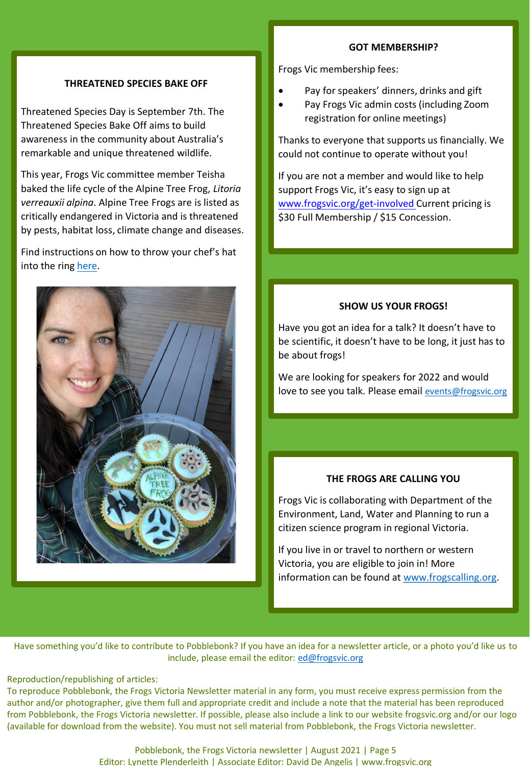### THREATENED SPECIES BAKE OFF

Threatened Species Day is September 7th. The Threatened Species Bake Off aims to build awareness in the community about Australia's remarkable and unique threatened wildlife.

This year, Frogs Vic committee member Teisha baked the life cycle of the Alpine Tree Frog, *Litoria verreauxii alpina*. Alpine Tree Frogs are is listed as critically endangered in Victoria and is threatened by pests, habitat loss, climate change and diseases.

Find instructions on how to throw your chef's hat into the ring here.

### GOT MEMBERSHIP?

Frogs Vic membership fees:

- Pay for speakers' dinners, drinks and gift
- Pay Frogs Vic admin costs (including Zoom registration for online meetings)

Thanks to everyone that supports us financially. We could not continue to operate without you!

If you are not a member and would like to help support Frogs Vic, it's easy to sign up at www.frogsvic.org/get-involved Current pricing is $30 Full Membership / $15 Concession.

### SHOW US YOUR FROGS!

Have you got an idea for a talk? It doesn't have to be scientific, it doesn't have to be long, it just has to be about frogs!

We are looking for speakers for 2022 and would love to see you talk. Please email events@frogsvic.org

### THE FROGS ARE CALLING YOU

Frogs Vic is collaborating with Department of the Environment, Land, Water and Planning to run a citizen science program in regional Victoria.

If you live in or travel to northern or western Victoria, you are eligible to join in! More information can be found at www.frogscalling.org.

Have something you'd like to contribute to Pobblebonk? If you have an idea for a newsletter article, or a photo you'd like us to include, please email the editor: ed@frogsvic.org

Reproduction/republishing of articles:
To reproduce Pobblebonk, the Frogs Victoria Newsletter material in any form, you must receive express permission from the author and/or photographer, give them full and appropriate credit and include a note that the material has been reproduced from Pobblebonk, the Frogs Victoria newsletter. If possible, please also include a link to our website frogsvic.org and/or our logo (available for download from the website). You must not sell material from Pobblebonk, the Frogs Victoria newsletter.

Editor: Lynette Plenderleith | Associate Editor: David De Angelis | www.frogsvic.org